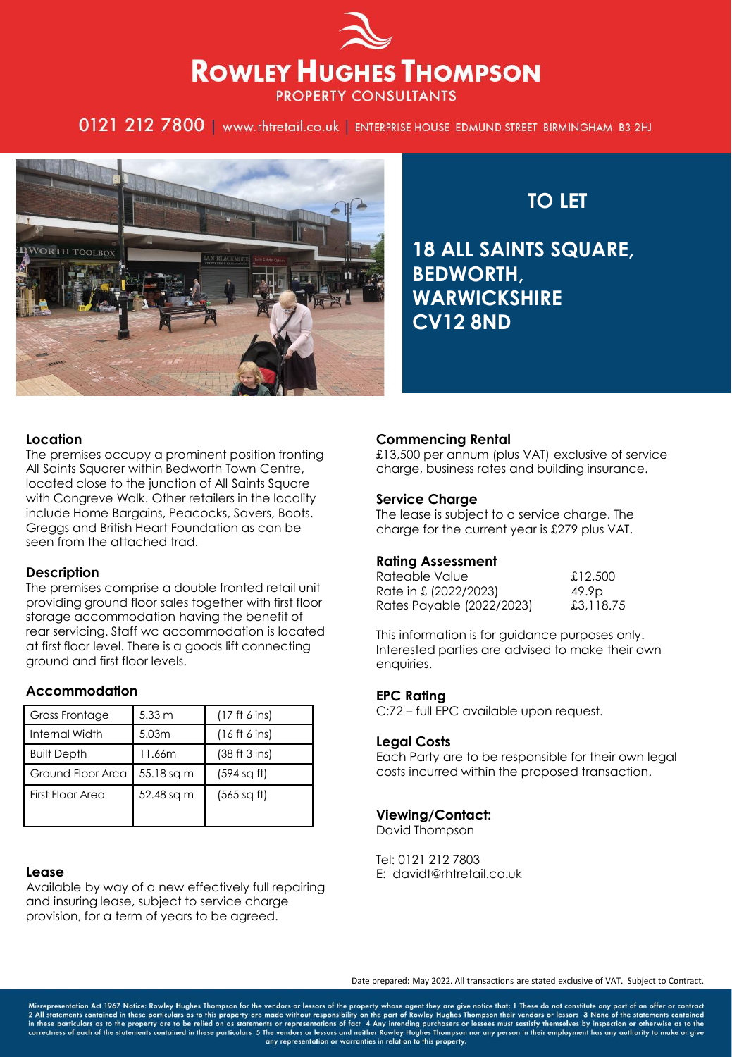# ROWLEY HUGHES THOMPSON

PROPERTY CONSULTANTS

0121 212 7800 | www.rhtretail.co.uk | ENTERPRISE HOUSE EDMUND STREET BIRMINGHAM B3 2HJ

## TO LET

## 18 ALL SAINTS SQUARE, BEDWORTH, WARWICKSHIRE CV12 8ND

### Location

The premises occupy a prominent position fronting All Saints Squarer within Bedworth Town Centre, located close to the junction of All Saints Square with Congreve Walk. Other retailers in the locality include Home Bargains, Peacocks, Savers, Boots, Greggs and British Heart Foundation as can be seen from the attached trad.

### Description

The premises comprise a double fronted retail unit providing ground floor sales together with first floor storage accommodation having the benefit of rear servicing. Staff wc accommodation is located at first floor level. There is a goods lift connecting ground and first floor levels.

### Accommodation

| Gross Frontage | 5.33 m | (17 ft 6 ins) |
|---|---|---|
| Internal Width | 5.03m | (16 ft 6 ins) |
| Built Depth | 11.66m | (38 ft 3 ins) |
| Ground Floor Area | 55.18 sq m | (594 sq ft) |
| First Floor Area | 52.48 sq m | (565 sq ft) |

### Lease

Available by way of a new effectively full repairing and insuring lease, subject to service charge provision, for a term of years to be agreed.

### Commencing Rental

£13,500 per annum (plus VAT) exclusive of service charge, business rates and building insurance.

### Service Charge

The lease is subject to a service charge. The charge for the current year is £279 plus VAT.

### Rating Assessment

| Rateable Value | £12,500 |
|---|---|
| Rate in £ (2022/2023) | 49.9p |
| Rates Payable (2022/2023) | £3,118.75 |

This information is for guidance purposes only. Interested parties are advised to make their own enquiries.

### EPC Rating

C:72 – full EPC available upon request.

### Legal Costs

Each Party are to be responsible for their own legal costs incurred within the proposed transaction.

### Viewing/Contact:

David Thompson

Tel: 0121 212 7803
E: davidt@rhtretail.co.uk

Date prepared: May 2022. All transactions are stated exclusive of VAT. Subject to Contract.

Misrepresentation Act 1967 Notice: Rowley Hughes Thompson for the vendors or lessors of the property whose agent they are give notice that: 1 These do not constitute any part of an offer or contract 2 All statements contained in these particulars as to this property are made without responsibility on the part of Rowley Hughes Thompson their vendors or lessors 3 None of the statements contained in these particulars as to the property are to be relied on as statements or representations of fact 4 Any intending purchasers or lessees must sastisfy themselves by inspection or otherwise as to the correctness of each of the statements contained in these particulars 5 The vendors or lessors and neither Rowley Hughes Thompson nor any person in their employment has any authority to make or give any representation or warranties in relation to this property.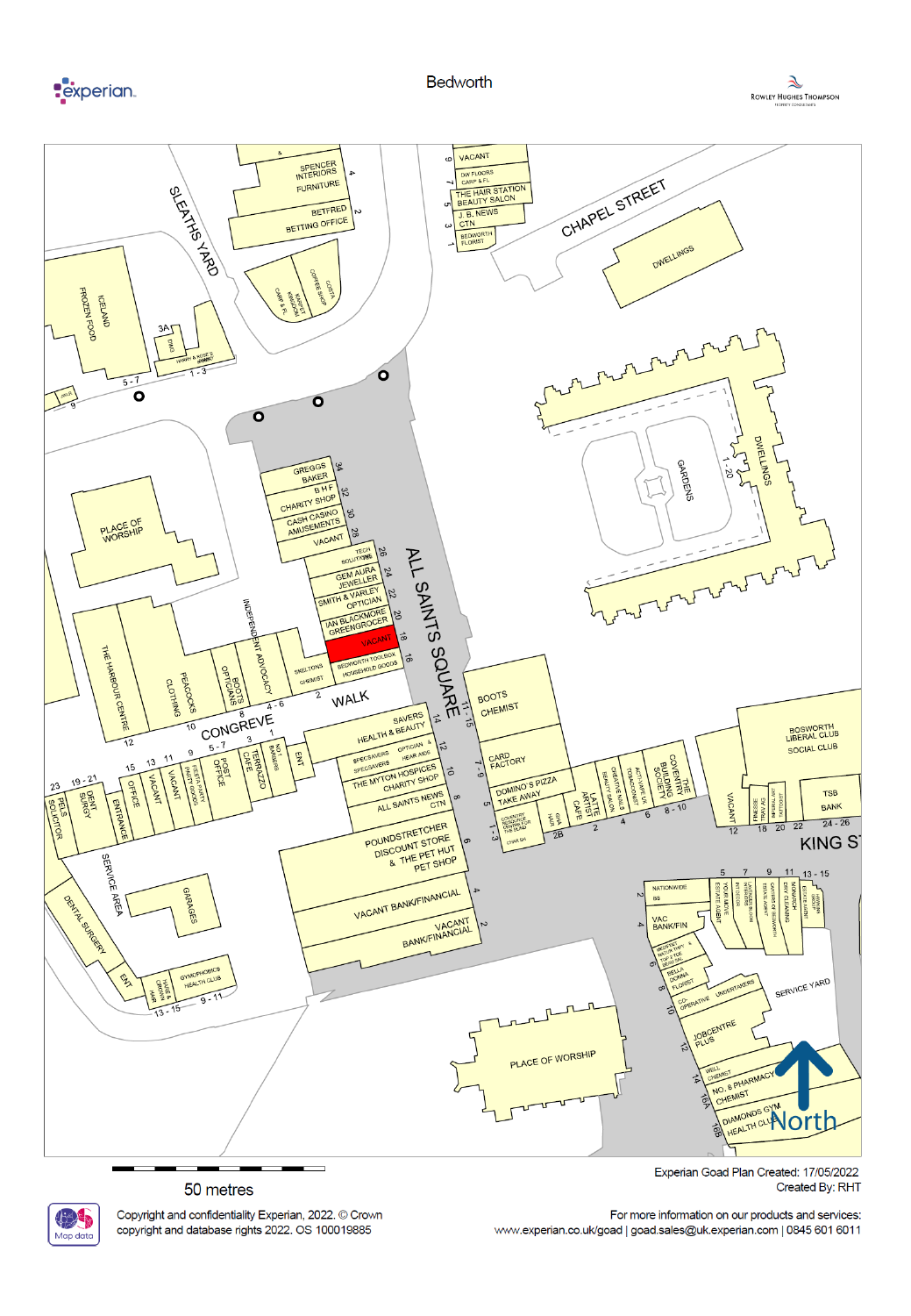# Bedworth

experian.

Rowley Hughes Thompson

50 metres

Experian Goad Plan Created: 17/05/2022
Created By: RHT

Map data

Copyright and confidentiality Experian, 2022. © Crown copyright and database rights 2022. OS 100019885

For more information on our products and services:
www.experian.co.uk/goad | goad.sales@uk.experian.com | 0845 601 6011